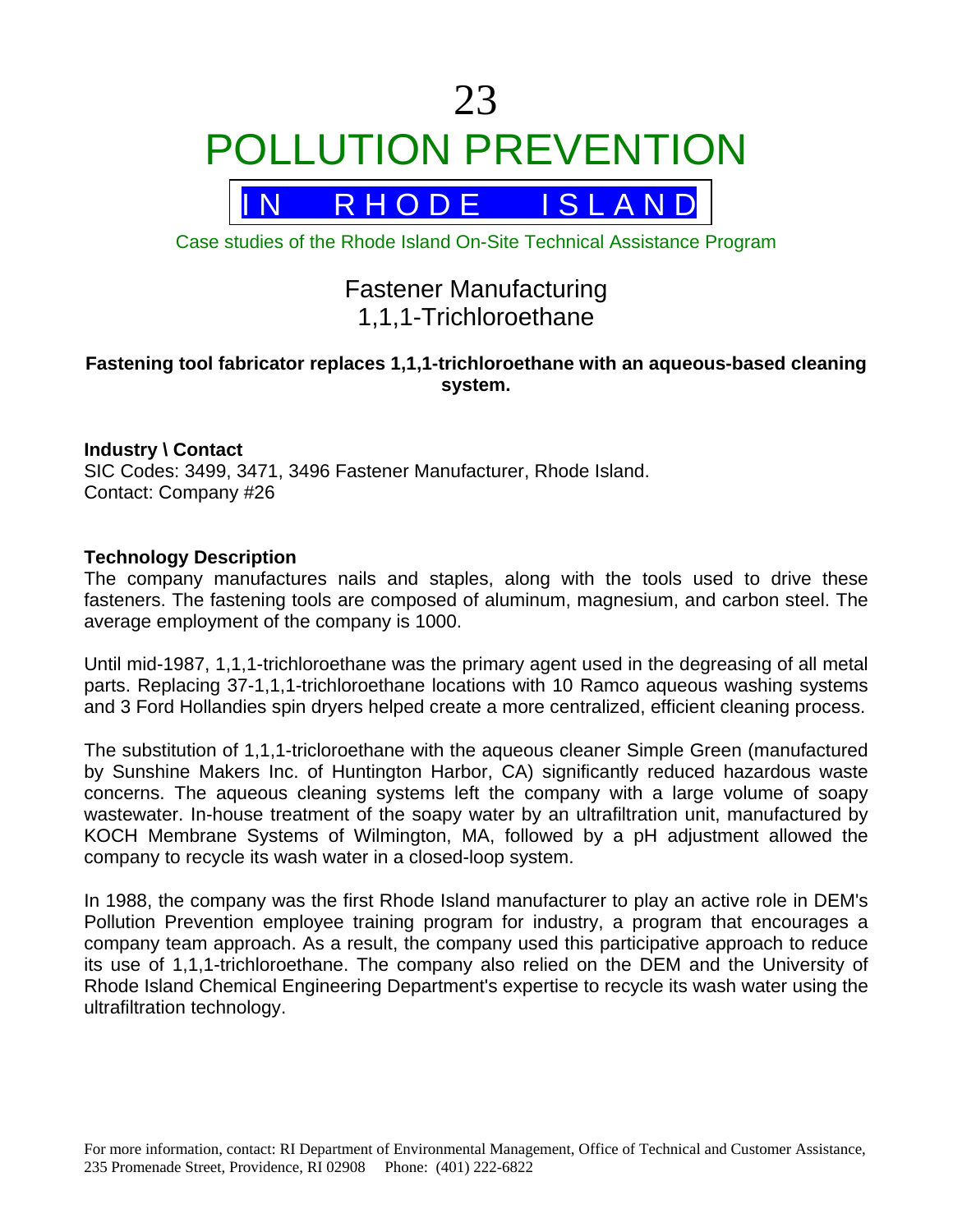# 23

# POLLUTION PREVENTION

## IN RHODE ISLAND

Case studies of the Rhode Island On-Site Technical Assistance Program

## Fastener Manufacturing
## 1,1,1-Trichloroethane

**Fastening tool fabricator replaces 1,1,1-trichloroethane with an aqueous-based cleaning system.**

**Industry \ Contact**
SIC Codes: 3499, 3471, 3496 Fastener Manufacturer, Rhode Island.
Contact: Company #26

**Technology Description**
The company manufactures nails and staples, along with the tools used to drive these fasteners. The fastening tools are composed of aluminum, magnesium, and carbon steel. The average employment of the company is 1000.

Until mid-1987, 1,1,1-trichloroethane was the primary agent used in the degreasing of all metal parts. Replacing 37-1,1,1-trichloroethane locations with 10 Ramco aqueous washing systems and 3 Ford Hollandies spin dryers helped create a more centralized, efficient cleaning process.

The substitution of 1,1,1-tricloroethane with the aqueous cleaner Simple Green (manufactured by Sunshine Makers Inc. of Huntington Harbor, CA) significantly reduced hazardous waste concerns. The aqueous cleaning systems left the company with a large volume of soapy wastewater. In-house treatment of the soapy water by an ultrafiltration unit, manufactured by KOCH Membrane Systems of Wilmington, MA, followed by a pH adjustment allowed the company to recycle its wash water in a closed-loop system.

In 1988, the company was the first Rhode Island manufacturer to play an active role in DEM's Pollution Prevention employee training program for industry, a program that encourages a company team approach. As a result, the company used this participative approach to reduce its use of 1,1,1-trichloroethane. The company also relied on the DEM and the University of Rhode Island Chemical Engineering Department's expertise to recycle its wash water using the ultrafiltration technology.

For more information, contact: RI Department of Environmental Management, Office of Technical and Customer Assistance, 235 Promenade Street, Providence, RI 02908 Phone: (401) 222-6822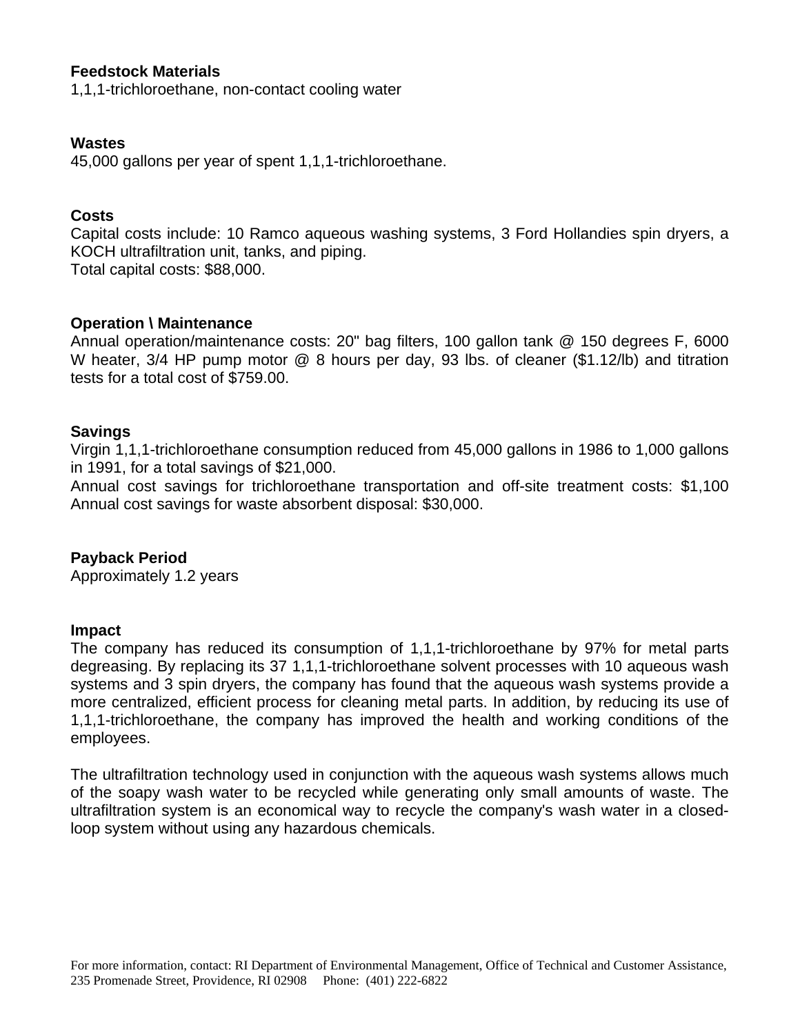**Feedstock Materials**
1,1,1-trichloroethane, non-contact cooling water

**Wastes**
45,000 gallons per year of spent 1,1,1-trichloroethane.

**Costs**
Capital costs include: 10 Ramco aqueous washing systems, 3 Ford Hollandies spin dryers, a KOCH ultrafiltration unit, tanks, and piping.
Total capital costs: $88,000.

**Operation \ Maintenance**
Annual operation/maintenance costs: 20" bag filters, 100 gallon tank @ 150 degrees F, 6000 W heater, 3/4 HP pump motor @ 8 hours per day, 93 lbs. of cleaner ($1.12/lb) and titration tests for a total cost of $759.00.

**Savings**
Virgin 1,1,1-trichloroethane consumption reduced from 45,000 gallons in 1986 to 1,000 gallons in 1991, for a total savings of $21,000.
Annual cost savings for trichloroethane transportation and off-site treatment costs: $1,100
Annual cost savings for waste absorbent disposal: $30,000.

**Payback Period**
Approximately 1.2 years

**Impact**
The company has reduced its consumption of 1,1,1-trichloroethane by 97% for metal parts degreasing. By replacing its 37 1,1,1-trichloroethane solvent processes with 10 aqueous wash systems and 3 spin dryers, the company has found that the aqueous wash systems provide a more centralized, efficient process for cleaning metal parts. In addition, by reducing its use of 1,1,1-trichloroethane, the company has improved the health and working conditions of the employees.

The ultrafiltration technology used in conjunction with the aqueous wash systems allows much of the soapy wash water to be recycled while generating only small amounts of waste. The ultrafiltration system is an economical way to recycle the company's wash water in a closed-loop system without using any hazardous chemicals.

For more information, contact: RI Department of Environmental Management, Office of Technical and Customer Assistance, 235 Promenade Street, Providence, RI 02908 Phone: (401) 222-6822